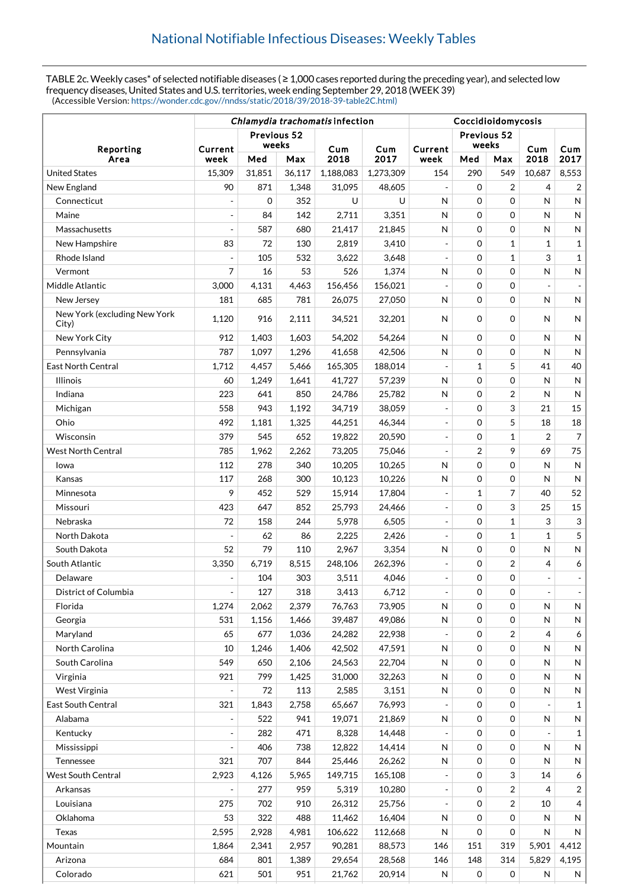## National Notifiable Infectious Diseases: Weekly Tables

TABLE 2c. Weekly cases* of selected notifiable diseases ( ≥ 1,000 cases reported during the preceding year), and selected low frequency diseases, United States and U.S. territories, week ending September 29, 2018 (WEEK 39)
(Accessible Version: https://wonder.cdc.gov//nndss/static/2018/39/2018-39-table2C.html)

| Reporting Area | *Chlamydia trachomatis* infection | | | | | Coccidioidomycosis | | | | |
|---|---|---|---|---|---|---|---|---|---|---|
| | Current week | Previous 52 weeks | | Cum 2018 | Cum 2017 | Current week | Previous 52 weeks | | Cum 2018 | Cum 2017 |
| | | Med | Max | | | | Med | Max | | |
| United States | 15,309 | 31,851 | 36,117 | 1,188,083 | 1,273,309 | 154 | 290 | 549 | 10,687 | 8,553 |
| New England | 90 | 871 | 1,348 | 31,095 | 48,605 | - | 0 | 2 | 4 | 2 |
| Connecticut | - | 0 | 352 | U | U | N | 0 | 0 | N | N |
| Maine | - | 84 | 142 | 2,711 | 3,351 | N | 0 | 0 | N | N |
| Massachusetts | - | 587 | 680 | 21,417 | 21,845 | N | 0 | 0 | N | N |
| New Hampshire | 83 | 72 | 130 | 2,819 | 3,410 | - | 0 | 1 | 1 | 1 |
| Rhode Island | - | 105 | 532 | 3,622 | 3,648 | - | 0 | 1 | 3 | 1 |
| Vermont | 7 | 16 | 53 | 526 | 1,374 | N | 0 | 0 | N | N |
| Middle Atlantic | 3,000 | 4,131 | 4,463 | 156,456 | 156,021 | - | 0 | 0 | - | - |
| New Jersey | 181 | 685 | 781 | 26,075 | 27,050 | N | 0 | 0 | N | N |
| New York (excluding New York City) | 1,120 | 916 | 2,111 | 34,521 | 32,201 | N | 0 | 0 | N | N |
| New York City | 912 | 1,403 | 1,603 | 54,202 | 54,264 | N | 0 | 0 | N | N |
| Pennsylvania | 787 | 1,097 | 1,296 | 41,658 | 42,506 | N | 0 | 0 | N | N |
| East North Central | 1,712 | 4,457 | 5,466 | 165,305 | 188,014 | - | 1 | 5 | 41 | 40 |
| Illinois | 60 | 1,249 | 1,641 | 41,727 | 57,239 | N | 0 | 0 | N | N |
| Indiana | 223 | 641 | 850 | 24,786 | 25,782 | N | 0 | 2 | N | N |
| Michigan | 558 | 943 | 1,192 | 34,719 | 38,059 | - | 0 | 3 | 21 | 15 |
| Ohio | 492 | 1,181 | 1,325 | 44,251 | 46,344 | - | 0 | 5 | 18 | 18 |
| Wisconsin | 379 | 545 | 652 | 19,822 | 20,590 | - | 0 | 1 | 2 | 7 |
| West North Central | 785 | 1,962 | 2,262 | 73,205 | 75,046 | - | 2 | 9 | 69 | 75 |
| Iowa | 112 | 278 | 340 | 10,205 | 10,265 | N | 0 | 0 | N | N |
| Kansas | 117 | 268 | 300 | 10,123 | 10,226 | N | 0 | 0 | N | N |
| Minnesota | 9 | 452 | 529 | 15,914 | 17,804 | - | 1 | 7 | 40 | 52 |
| Missouri | 423 | 647 | 852 | 25,793 | 24,466 | - | 0 | 3 | 25 | 15 |
| Nebraska | 72 | 158 | 244 | 5,978 | 6,505 | - | 0 | 1 | 3 | 3 |
| North Dakota | - | 62 | 86 | 2,225 | 2,426 | - | 0 | 1 | 1 | 5 |
| South Dakota | 52 | 79 | 110 | 2,967 | 3,354 | N | 0 | 0 | N | N |
| South Atlantic | 3,350 | 6,719 | 8,515 | 248,106 | 262,396 | - | 0 | 2 | 4 | 6 |
| Delaware | - | 104 | 303 | 3,511 | 4,046 | - | 0 | 0 | - | - |
| District of Columbia | - | 127 | 318 | 3,413 | 6,712 | - | 0 | 0 | - | - |
| Florida | 1,274 | 2,062 | 2,379 | 76,763 | 73,905 | N | 0 | 0 | N | N |
| Georgia | 531 | 1,156 | 1,466 | 39,487 | 49,086 | N | 0 | 0 | N | N |
| Maryland | 65 | 677 | 1,036 | 24,282 | 22,938 | - | 0 | 2 | 4 | 6 |
| North Carolina | 10 | 1,246 | 1,406 | 42,502 | 47,591 | N | 0 | 0 | N | N |
| South Carolina | 549 | 650 | 2,106 | 24,563 | 22,704 | N | 0 | 0 | N | N |
| Virginia | 921 | 799 | 1,425 | 31,000 | 32,263 | N | 0 | 0 | N | N |
| West Virginia | - | 72 | 113 | 2,585 | 3,151 | N | 0 | 0 | N | N |
| East South Central | 321 | 1,843 | 2,758 | 65,667 | 76,993 | - | 0 | 0 | - | 1 |
| Alabama | - | 522 | 941 | 19,071 | 21,869 | N | 0 | 0 | N | N |
| Kentucky | - | 282 | 471 | 8,328 | 14,448 | - | 0 | 0 | - | 1 |
| Mississippi | - | 406 | 738 | 12,822 | 14,414 | N | 0 | 0 | N | N |
| Tennessee | 321 | 707 | 844 | 25,446 | 26,262 | N | 0 | 0 | N | N |
| West South Central | 2,923 | 4,126 | 5,965 | 149,715 | 165,108 | - | 0 | 3 | 14 | 6 |
| Arkansas | - | 277 | 959 | 5,319 | 10,280 | - | 0 | 2 | 4 | 2 |
| Louisiana | 275 | 702 | 910 | 26,312 | 25,756 | - | 0 | 2 | 10 | 4 |
| Oklahoma | 53 | 322 | 488 | 11,462 | 16,404 | N | 0 | 0 | N | N |
| Texas | 2,595 | 2,928 | 4,981 | 106,622 | 112,668 | N | 0 | 0 | N | N |
| Mountain | 1,864 | 2,341 | 2,957 | 90,281 | 88,573 | 146 | 151 | 319 | 5,901 | 4,412 |
| Arizona | 684 | 801 | 1,389 | 29,654 | 28,568 | 146 | 148 | 314 | 5,829 | 4,195 |
| Colorado | 621 | 501 | 951 | 21,762 | 20,914 | N | 0 | 0 | N | N |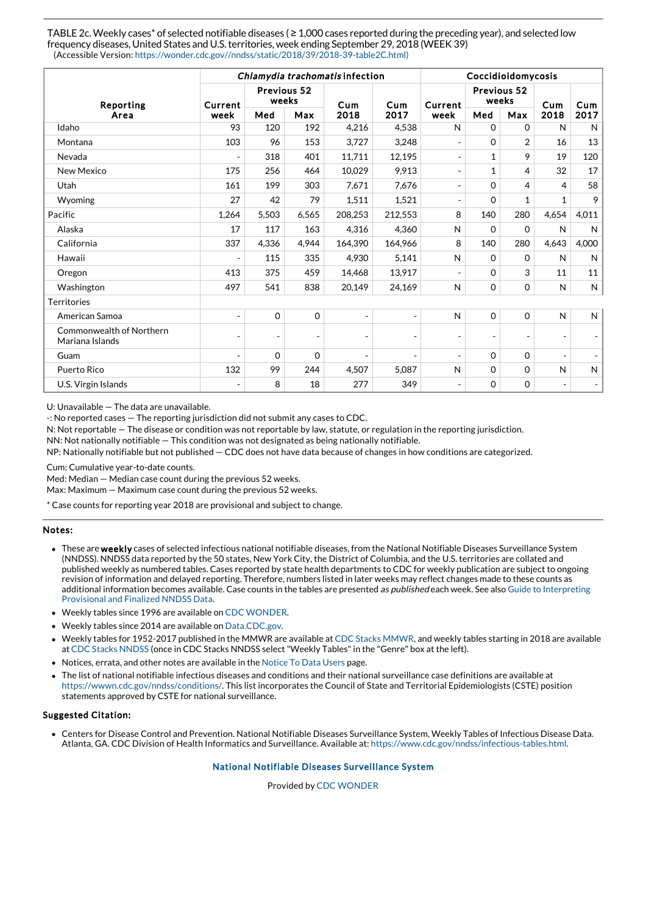TABLE 2c. Weekly cases* of selected notifiable diseases ( ≥ 1,000 cases reported during the preceding year), and selected low frequency diseases, United States and U.S. territories, week ending September 29, 2018 (WEEK 39)
(Accessible Version: https://wonder.cdc.gov//nndss/static/2018/39/2018-39-table2C.html)

| Reporting Area | *Chlamydia trachomatis* infection | | | | | Coccidioidomycosis | | | | |
|---|---|---|---|---|---|---|---|---|---|---|
| | Current week | Previous 52 weeks | | Cum 2018 | Cum 2017 | Current week | Previous 52 weeks | | Cum 2018 | Cum 2017 |
| | | Med | Max | | | | Med | Max | | |
| Idaho | 93 | 120 | 192 | 4,216 | 4,538 | N | 0 | 0 | N | N |
| Montana | 103 | 96 | 153 | 3,727 | 3,248 | - | 0 | 2 | 16 | 13 |
| Nevada | - | 318 | 401 | 11,711 | 12,195 | - | 1 | 9 | 19 | 120 |
| New Mexico | 175 | 256 | 464 | 10,029 | 9,913 | - | 1 | 4 | 32 | 17 |
| Utah | 161 | 199 | 303 | 7,671 | 7,676 | - | 0 | 4 | 4 | 58 |
| Wyoming | 27 | 42 | 79 | 1,511 | 1,521 | - | 0 | 1 | 1 | 9 |
| Pacific | 1,264 | 5,503 | 6,565 | 208,253 | 212,553 | 8 | 140 | 280 | 4,654 | 4,011 |
| Alaska | 17 | 117 | 163 | 4,316 | 4,360 | N | 0 | 0 | N | N |
| California | 337 | 4,336 | 4,944 | 164,390 | 164,966 | 8 | 140 | 280 | 4,643 | 4,000 |
| Hawaii | - | 115 | 335 | 4,930 | 5,141 | N | 0 | 0 | N | N |
| Oregon | 413 | 375 | 459 | 14,468 | 13,917 | - | 0 | 3 | 11 | 11 |
| Washington | 497 | 541 | 838 | 20,149 | 24,169 | N | 0 | 0 | N | N |
| Territories | | | | | | | | | | |
| American Samoa | - | 0 | 0 | - | - | N | 0 | 0 | N | N |
| Commonwealth of Northern Mariana Islands | - | - | - | - | - | - | - | - | - | - |
| Guam | - | 0 | 0 | - | - | - | 0 | 0 | - | - |
| Puerto Rico | 132 | 99 | 244 | 4,507 | 5,087 | N | 0 | 0 | N | N |
| U.S. Virgin Islands | - | 8 | 18 | 277 | 349 | - | 0 | 0 | - | - |

U: Unavailable — The data are unavailable.
-: No reported cases — The reporting jurisdiction did not submit any cases to CDC.
N: Not reportable — The disease or condition was not reportable by law, statute, or regulation in the reporting jurisdiction.
NN: Not nationally notifiable — This condition was not designated as being nationally notifiable.
NP: Nationally notifiable but not published — CDC does not have data because of changes in how conditions are categorized.

Cum: Cumulative year-to-date counts.
Med: Median — Median case count during the previous 52 weeks.
Max: Maximum — Maximum case count during the previous 52 weeks.

* Case counts for reporting year 2018 are provisional and subject to change.

**Notes:**

- These are **weekly** cases of selected infectious national notifiable diseases, from the National Notifiable Diseases Surveillance System (NNDSS). NNDSS data reported by the 50 states, New York City, the District of Columbia, and the U.S. territories are collated and published weekly as numbered tables. Cases reported by state health departments to CDC for weekly publication are subject to ongoing revision of information and delayed reporting. Therefore, numbers listed in later weeks may reflect changes made to these counts as additional information becomes available. Case counts in the tables are presented *as published* each week. See also Guide to Interpreting Provisional and Finalized NNDSS Data.
- Weekly tables since 1996 are available on CDC WONDER.
- Weekly tables since 2014 are available on Data.CDC.gov.
- Weekly tables for 1952-2017 published in the MMWR are available at CDC Stacks MMWR, and weekly tables starting in 2018 are available at CDC Stacks NNDSS (once in CDC Stacks NNDSS select "Weekly Tables" in the "Genre" box at the left).
- Notices, errata, and other notes are available in the Notice To Data Users page.
- The list of national notifiable infectious diseases and conditions and their national surveillance case definitions are available at https://wwwn.cdc.gov/nndss/conditions/. This list incorporates the Council of State and Territorial Epidemiologists (CSTE) position statements approved by CSTE for national surveillance.

**Suggested Citation:**

- Centers for Disease Control and Prevention. National Notifiable Diseases Surveillance System, Weekly Tables of Infectious Disease Data. Atlanta, GA. CDC Division of Health Informatics and Surveillance. Available at: https://www.cdc.gov/nndss/infectious-tables.html.

National Notifiable Diseases Surveillance System

Provided by CDC WONDER